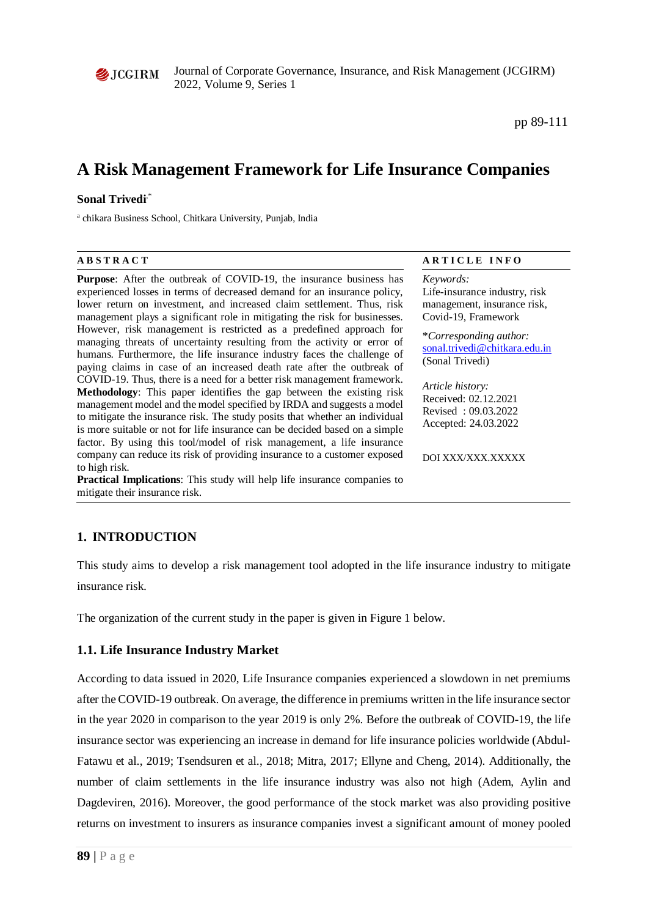# A Risk Management Framework for Life Insurance Companies

**Sonal Trivedi**[a,*]

[a] chikara Business School, Chitkara University, Punjab, India

**ABSTRACT**

**Purpose**: After the outbreak of COVID-19, the insurance business has experienced losses in terms of decreased demand for an insurance policy, lower return on investment, and increased claim settlement. Thus, risk management plays a significant role in mitigating the risk for businesses. However, risk management is restricted as a predefined approach for managing threats of uncertainty resulting from the activity or error of humans. Furthermore, the life insurance industry faces the challenge of paying claims in case of an increased death rate after the outbreak of COVID-19. Thus, there is a need for a better risk management framework.
**Methodology**: This paper identifies the gap between the existing risk management model and the model specified by IRDA and suggests a model to mitigate the insurance risk. The study posits that whether an individual is more suitable or not for life insurance can be decided based on a simple factor. By using this tool/model of risk management, a life insurance company can reduce its risk of providing insurance to a customer exposed to high risk.
**Practical Implications**: This study will help life insurance companies to mitigate their insurance risk.

**ARTICLE INFO**

*Keywords:*
Life-insurance industry, risk management, insurance risk, Covid-19, Framework

\**Corresponding author:*
sonal.trivedi@chitkara.edu.in
(Sonal Trivedi)

*Article history:*
Received: 02.12.2021
Revised : 09.03.2022
Accepted: 24.03.2022

DOI XXX/XXX.XXXXX

## 1. INTRODUCTION

This study aims to develop a risk management tool adopted in the life insurance industry to mitigate insurance risk.

The organization of the current study in the paper is given in Figure 1 below.

### 1.1. Life Insurance Industry Market

According to data issued in 2020, Life Insurance companies experienced a slowdown in net premiums after the COVID-19 outbreak. On average, the difference in premiums written in the life insurance sector in the year 2020 in comparison to the year 2019 is only 2%. Before the outbreak of COVID-19, the life insurance sector was experiencing an increase in demand for life insurance policies worldwide (Abdul-Fatawu et al., 2019; Tsendsuren et al., 2018; Mitra, 2017; Ellyne and Cheng, 2014). Additionally, the number of claim settlements in the life insurance industry was also not high (Adem, Aylin and Dagdeviren, 2016). Moreover, the good performance of the stock market was also providing positive returns on investment to insurers as insurance companies invest a significant amount of money pooled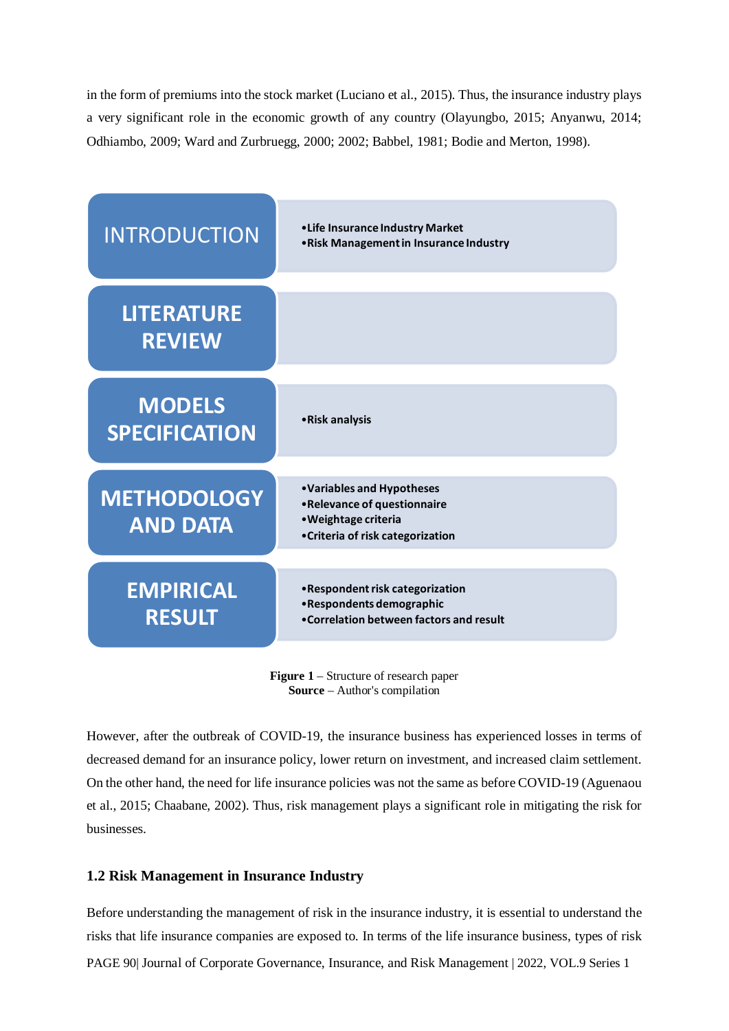in the form of premiums into the stock market (Luciano et al., 2015). Thus, the insurance industry plays a very significant role in the economic growth of any country (Olayungbo, 2015; Anyanwu, 2014; Odhiambo, 2009; Ward and Zurbruegg, 2000; 2002; Babbel, 1981; Bodie and Merton, 1998).

| | |
|---|---|
| INTRODUCTION | • Life Insurance Industry Market<br>• Risk Management in Insurance Industry |
| LITERATURE REVIEW | |
| MODELS SPECIFICATION | • Risk analysis |
| METHODOLOGY AND DATA | • Variables and Hypotheses<br>• Relevance of questionnaire<br>• Weightage criteria<br>• Criteria of risk categorization |
| EMPIRICAL RESULT | • Respondent risk categorization<br>• Respondents demographic<br>• Correlation between factors and result |

**Figure 1** – Structure of research paper
**Source** – Author's compilation

However, after the outbreak of COVID-19, the insurance business has experienced losses in terms of decreased demand for an insurance policy, lower return on investment, and increased claim settlement. On the other hand, the need for life insurance policies was not the same as before COVID-19 (Aguenaou et al., 2015; Chaabane, 2002). Thus, risk management plays a significant role in mitigating the risk for businesses.

### 1.2 Risk Management in Insurance Industry

Before understanding the management of risk in the insurance industry, it is essential to understand the risks that life insurance companies are exposed to. In terms of the life insurance business, types of risk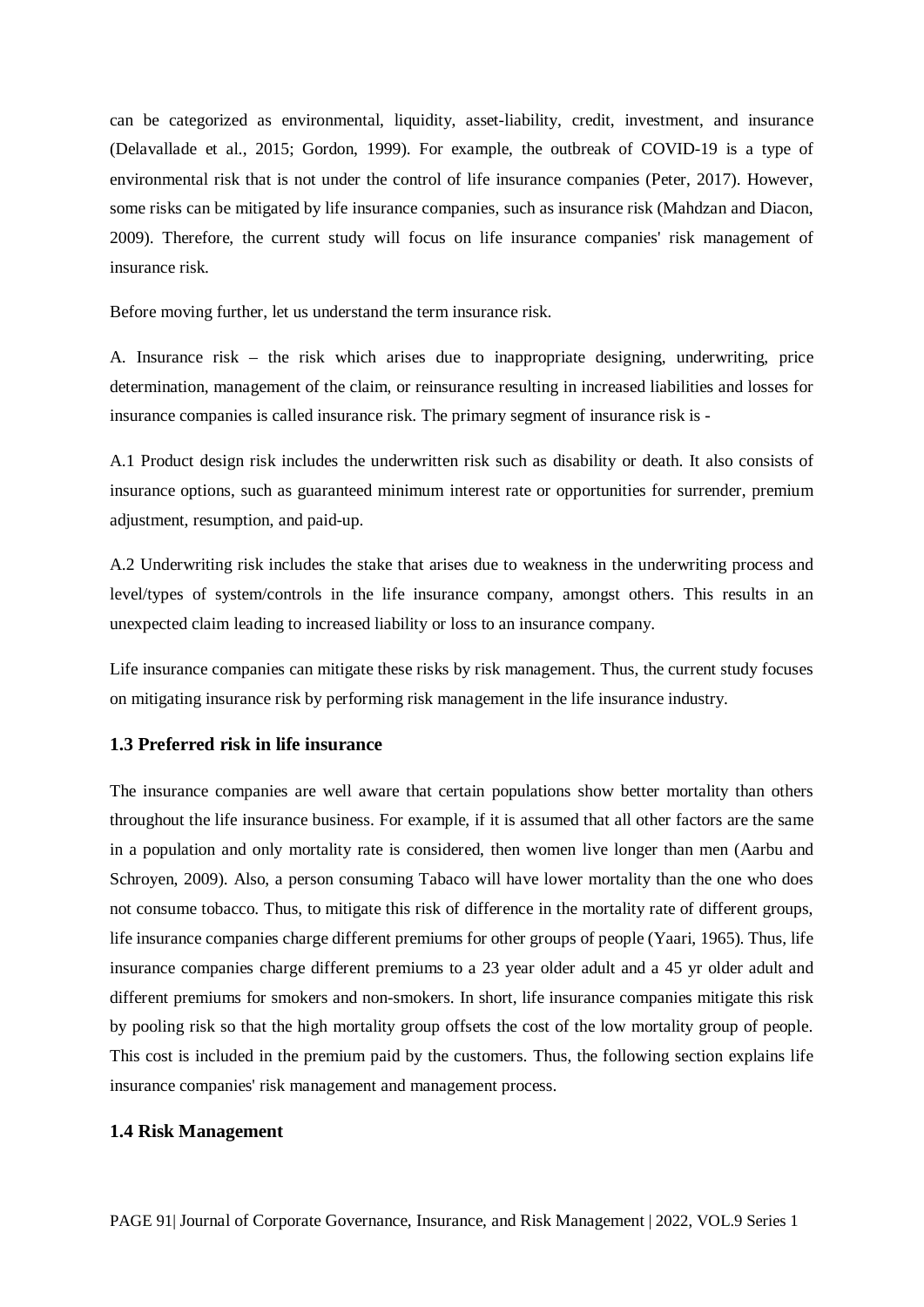can be categorized as environmental, liquidity, asset-liability, credit, investment, and insurance (Delavallade et al., 2015; Gordon, 1999). For example, the outbreak of COVID-19 is a type of environmental risk that is not under the control of life insurance companies (Peter, 2017). However, some risks can be mitigated by life insurance companies, such as insurance risk (Mahdzan and Diacon, 2009). Therefore, the current study will focus on life insurance companies' risk management of insurance risk.

Before moving further, let us understand the term insurance risk.

A. Insurance risk – the risk which arises due to inappropriate designing, underwriting, price determination, management of the claim, or reinsurance resulting in increased liabilities and losses for insurance companies is called insurance risk. The primary segment of insurance risk is -

A.1 Product design risk includes the underwritten risk such as disability or death. It also consists of insurance options, such as guaranteed minimum interest rate or opportunities for surrender, premium adjustment, resumption, and paid-up.

A.2 Underwriting risk includes the stake that arises due to weakness in the underwriting process and level/types of system/controls in the life insurance company, amongst others. This results in an unexpected claim leading to increased liability or loss to an insurance company.

Life insurance companies can mitigate these risks by risk management. Thus, the current study focuses on mitigating insurance risk by performing risk management in the life insurance industry.

### 1.3 Preferred risk in life insurance

The insurance companies are well aware that certain populations show better mortality than others throughout the life insurance business. For example, if it is assumed that all other factors are the same in a population and only mortality rate is considered, then women live longer than men (Aarbu and Schroyen, 2009). Also, a person consuming Tabaco will have lower mortality than the one who does not consume tobacco. Thus, to mitigate this risk of difference in the mortality rate of different groups, life insurance companies charge different premiums for other groups of people (Yaari, 1965). Thus, life insurance companies charge different premiums to a 23 year older adult and a 45 yr older adult and different premiums for smokers and non-smokers. In short, life insurance companies mitigate this risk by pooling risk so that the high mortality group offsets the cost of the low mortality group of people. This cost is included in the premium paid by the customers. Thus, the following section explains life insurance companies' risk management and management process.

### 1.4 Risk Management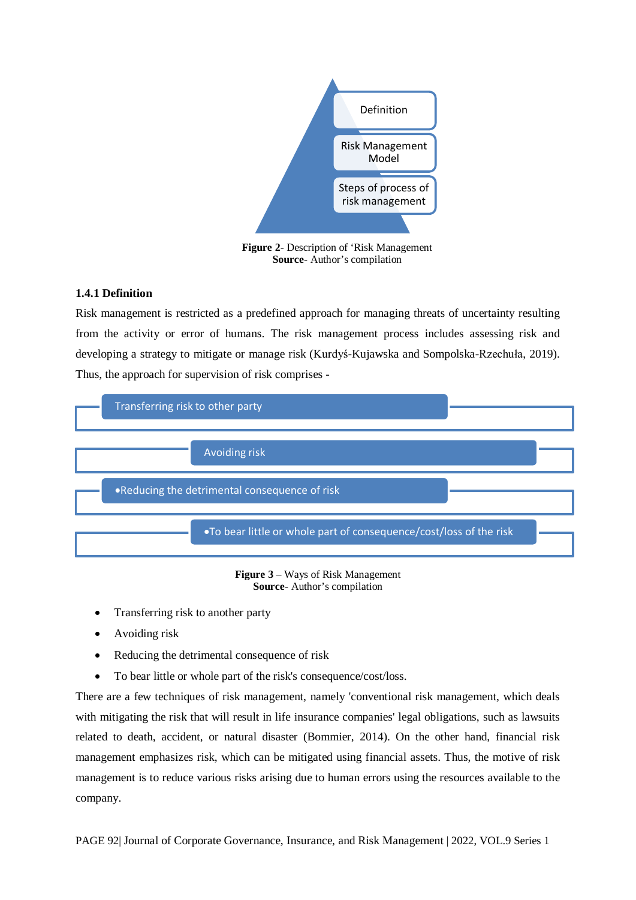Definition

Risk Management Model

Steps of process of risk management

**Figure 2**- Description of 'Risk Management
**Source**- Author's compilation

### 1.4.1 Definition

Risk management is restricted as a predefined approach for managing threats of uncertainty resulting from the activity or error of humans. The risk management process includes assessing risk and developing a strategy to mitigate or manage risk (Kurdyś-Kujawska and Sompolska-Rzechuła, 2019). Thus, the approach for supervision of risk comprises -

Transferring risk to other party

Avoiding risk

•Reducing the detrimental consequence of risk

•To bear little or whole part of consequence/cost/loss of the risk

**Figure 3** – Ways of Risk Management
**Source**- Author's compilation

- Transferring risk to another party
- Avoiding risk
- Reducing the detrimental consequence of risk
- To bear little or whole part of the risk's consequence/cost/loss.

There are a few techniques of risk management, namely 'conventional risk management, which deals with mitigating the risk that will result in life insurance companies' legal obligations, such as lawsuits related to death, accident, or natural disaster (Bommier, 2014). On the other hand, financial risk management emphasizes risk, which can be mitigated using financial assets. Thus, the motive of risk management is to reduce various risks arising due to human errors using the resources available to the company.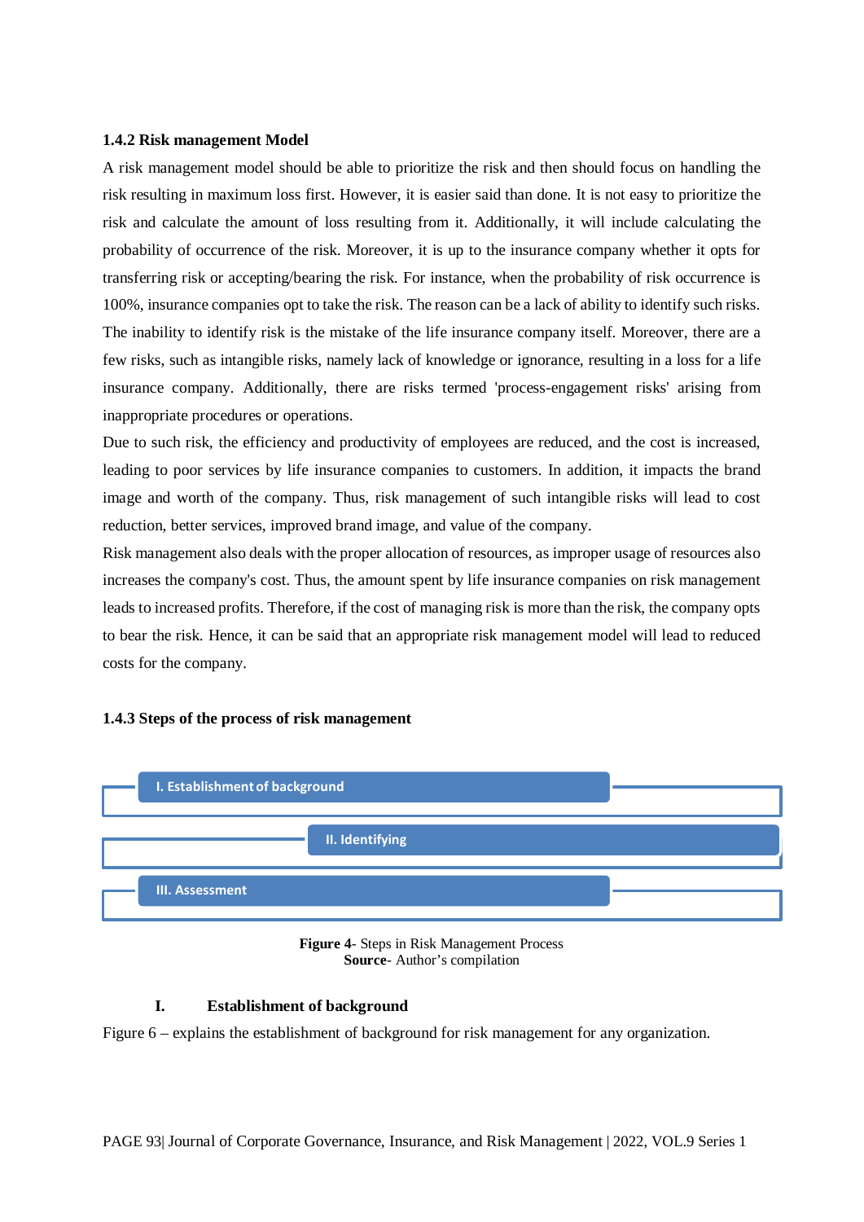### 1.4.2 Risk management Model

A risk management model should be able to prioritize the risk and then should focus on handling the risk resulting in maximum loss first. However, it is easier said than done. It is not easy to prioritize the risk and calculate the amount of loss resulting from it. Additionally, it will include calculating the probability of occurrence of the risk. Moreover, it is up to the insurance company whether it opts for transferring risk or accepting/bearing the risk. For instance, when the probability of risk occurrence is 100%, insurance companies opt to take the risk. The reason can be a lack of ability to identify such risks. The inability to identify risk is the mistake of the life insurance company itself. Moreover, there are a few risks, such as intangible risks, namely lack of knowledge or ignorance, resulting in a loss for a life insurance company. Additionally, there are risks termed 'process-engagement risks' arising from inappropriate procedures or operations.

Due to such risk, the efficiency and productivity of employees are reduced, and the cost is increased, leading to poor services by life insurance companies to customers. In addition, it impacts the brand image and worth of the company. Thus, risk management of such intangible risks will lead to cost reduction, better services, improved brand image, and value of the company.

Risk management also deals with the proper allocation of resources, as improper usage of resources also increases the company's cost. Thus, the amount spent by life insurance companies on risk management leads to increased profits. Therefore, if the cost of managing risk is more than the risk, the company opts to bear the risk. Hence, it can be said that an appropriate risk management model will lead to reduced costs for the company.

### 1.4.3 Steps of the process of risk management

I. Establishment of background

II. Identifying

III. Assessment

**Figure 4**- Steps in Risk Management Process
**Source**- Author's compilation

#### I. Establishment of background

Figure 6 – explains the establishment of background for risk management for any organization.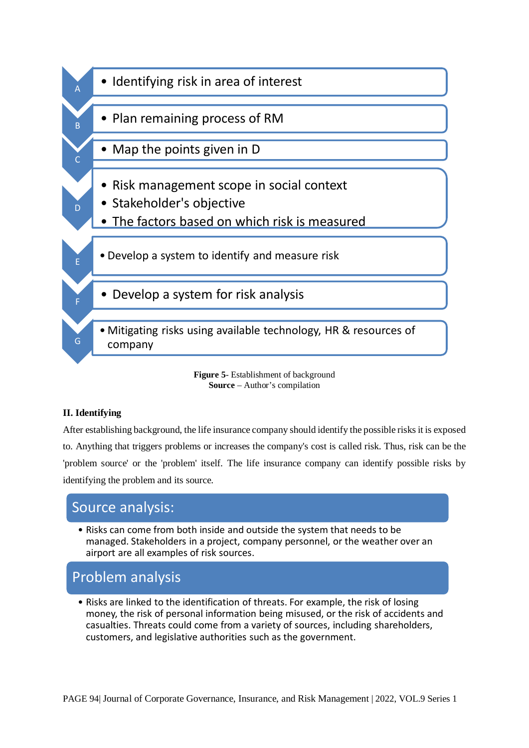- **A** — Identifying risk in area of interest
- **B** — Plan remaining process of RM
- **C** — Map the points given in D
- **D**
  - Risk management scope in social context
  - Stakeholder's objective
  - The factors based on which risk is measured
- **E** — Develop a system to identify and measure risk
- **F** — Develop a system for risk analysis
- **G** — Mitigating risks using available technology, HR & resources of company

**Figure 5**- Establishment of background
**Source** – Author's compilation

**II. Identifying**

After establishing background, the life insurance company should identify the possible risks it is exposed to. Anything that triggers problems or increases the company's cost is called risk. Thus, risk can be the 'problem source' or the 'problem' itself. The life insurance company can identify possible risks by identifying the problem and its source.

**Source analysis:**

- Risks can come from both inside and outside the system that needs to be managed. Stakeholders in a project, company personnel, or the weather over an airport are all examples of risk sources.

**Problem analysis**

- Risks are linked to the identification of threats. For example, the risk of losing money, the risk of personal information being misused, or the risk of accidents and casualties. Threats could come from a variety of sources, including shareholders, customers, and legislative authorities such as the government.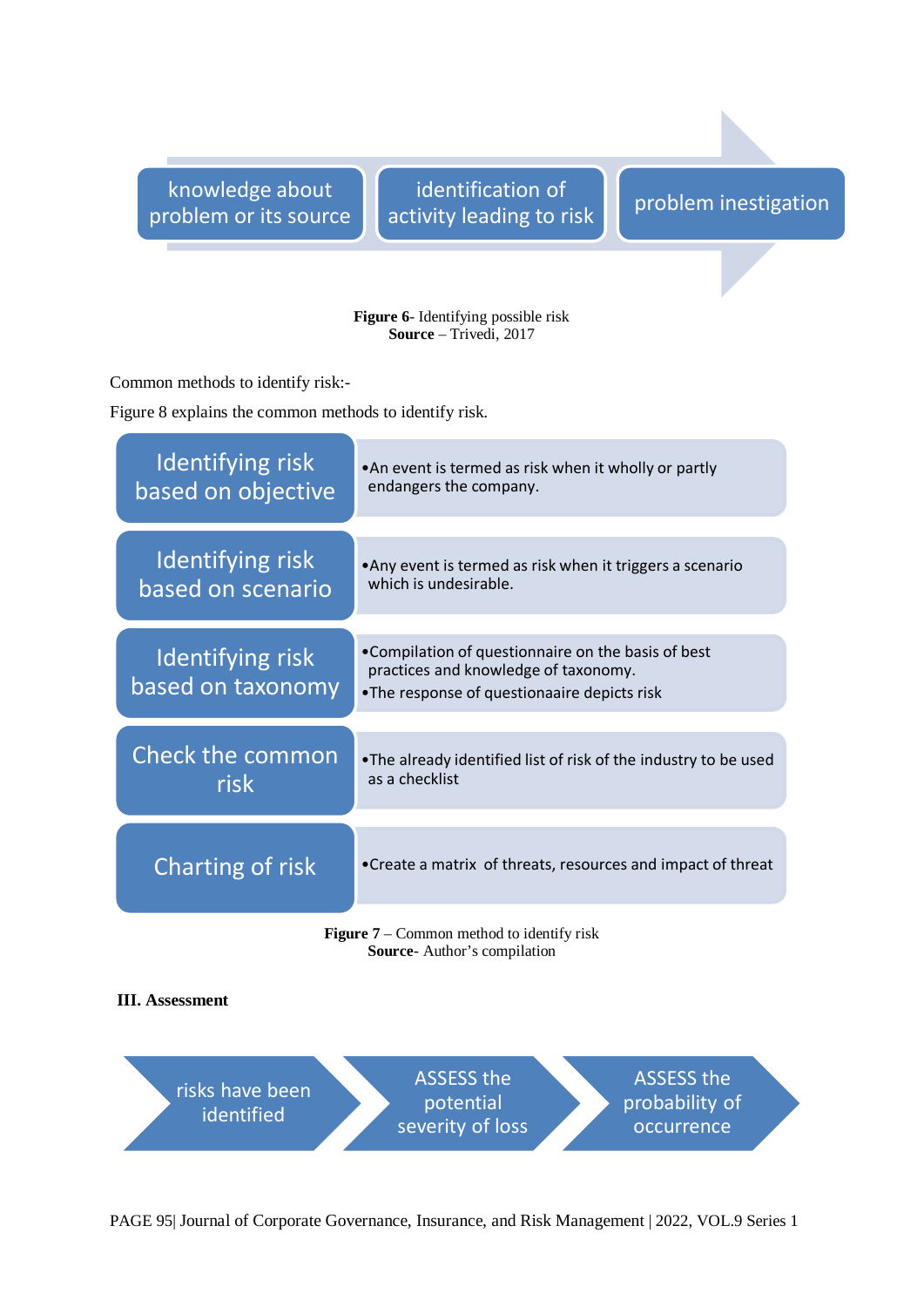knowledge about problem or its source → identification of activity leading to risk → problem inestigation

**Figure 6**- Identifying possible risk
**Source** – Trivedi, 2017

Common methods to identify risk:-

Figure 8 explains the common methods to identify risk.

| Method | Description |
|---|---|
| Identifying risk based on objective | • An event is termed as risk when it wholly or partly endangers the company. |
| Identifying risk based on scenario | • Any event is termed as risk when it triggers a scenario which is undesirable. |
| Identifying risk based on taxonomy | • Compilation of questionnaire on the basis of best practices and knowledge of taxonomy. • The response of questionaaire depicts risk |
| Check the common risk | • The already identified list of risk of the industry to be used as a checklist |
| Charting of risk | • Create a matrix of threats, resources and impact of threat |

**Figure 7** – Common method to identify risk
**Source**- Author's compilation

**III. Assessment**

risks have been identified → ASSESS the potential severity of loss → ASSESS the probability of occurrence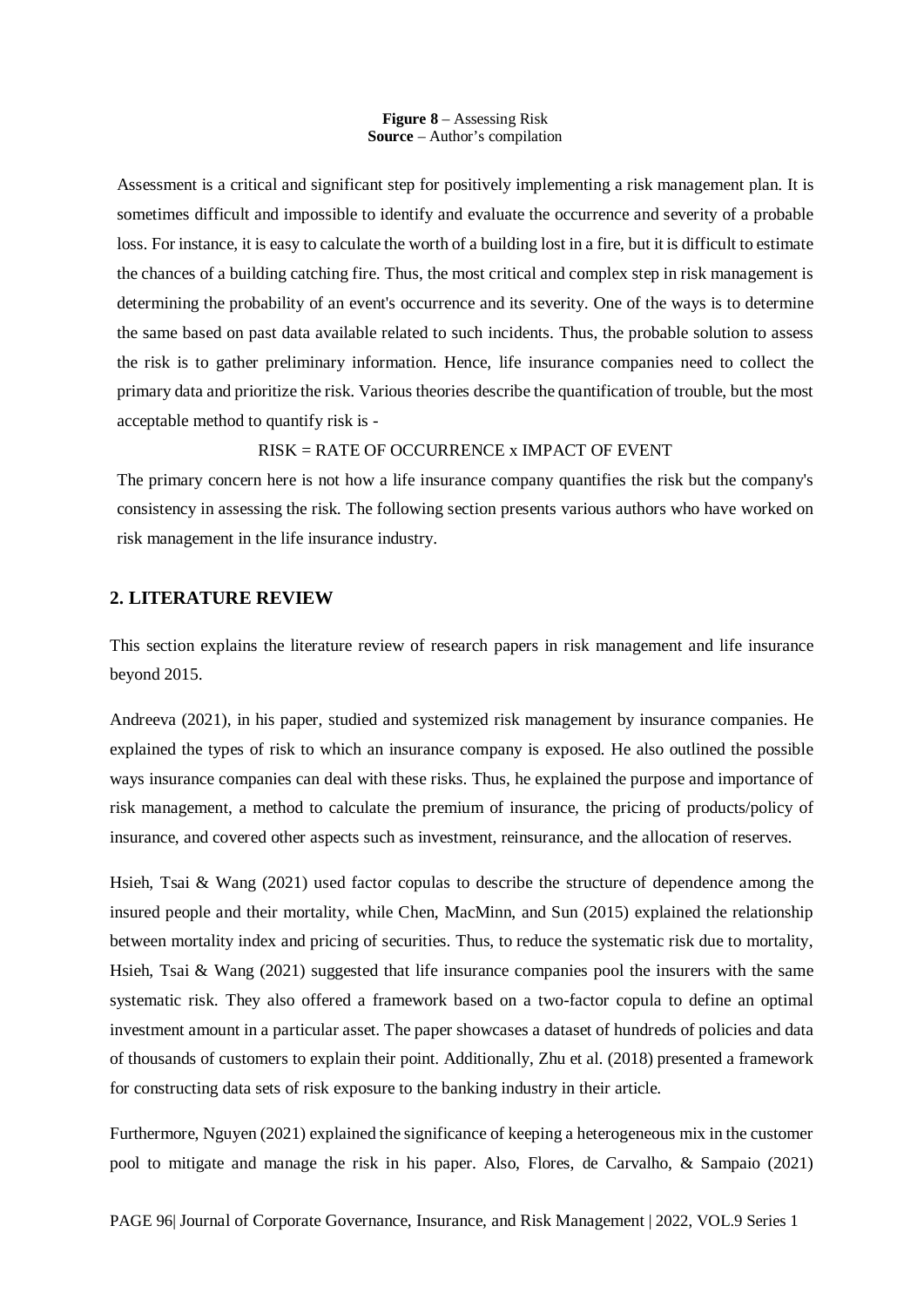**Figure 8** – Assessing Risk
**Source** – Author's compilation

Assessment is a critical and significant step for positively implementing a risk management plan. It is sometimes difficult and impossible to identify and evaluate the occurrence and severity of a probable loss. For instance, it is easy to calculate the worth of a building lost in a fire, but it is difficult to estimate the chances of a building catching fire. Thus, the most critical and complex step in risk management is determining the probability of an event's occurrence and its severity. One of the ways is to determine the same based on past data available related to such incidents. Thus, the probable solution to assess the risk is to gather preliminary information. Hence, life insurance companies need to collect the primary data and prioritize the risk. Various theories describe the quantification of trouble, but the most acceptable method to quantify risk is -

RISK = RATE OF OCCURRENCE x IMPACT OF EVENT

The primary concern here is not how a life insurance company quantifies the risk but the company's consistency in assessing the risk. The following section presents various authors who have worked on risk management in the life insurance industry.

## 2. LITERATURE REVIEW

This section explains the literature review of research papers in risk management and life insurance beyond 2015.

Andreeva (2021), in his paper, studied and systemized risk management by insurance companies. He explained the types of risk to which an insurance company is exposed. He also outlined the possible ways insurance companies can deal with these risks. Thus, he explained the purpose and importance of risk management, a method to calculate the premium of insurance, the pricing of products/policy of insurance, and covered other aspects such as investment, reinsurance, and the allocation of reserves.

Hsieh, Tsai & Wang (2021) used factor copulas to describe the structure of dependence among the insured people and their mortality, while Chen, MacMinn, and Sun (2015) explained the relationship between mortality index and pricing of securities. Thus, to reduce the systematic risk due to mortality, Hsieh, Tsai & Wang (2021) suggested that life insurance companies pool the insurers with the same systematic risk. They also offered a framework based on a two-factor copula to define an optimal investment amount in a particular asset. The paper showcases a dataset of hundreds of policies and data of thousands of customers to explain their point. Additionally, Zhu et al. (2018) presented a framework for constructing data sets of risk exposure to the banking industry in their article.

Furthermore, Nguyen (2021) explained the significance of keeping a heterogeneous mix in the customer pool to mitigate and manage the risk in his paper. Also, Flores, de Carvalho, & Sampaio (2021)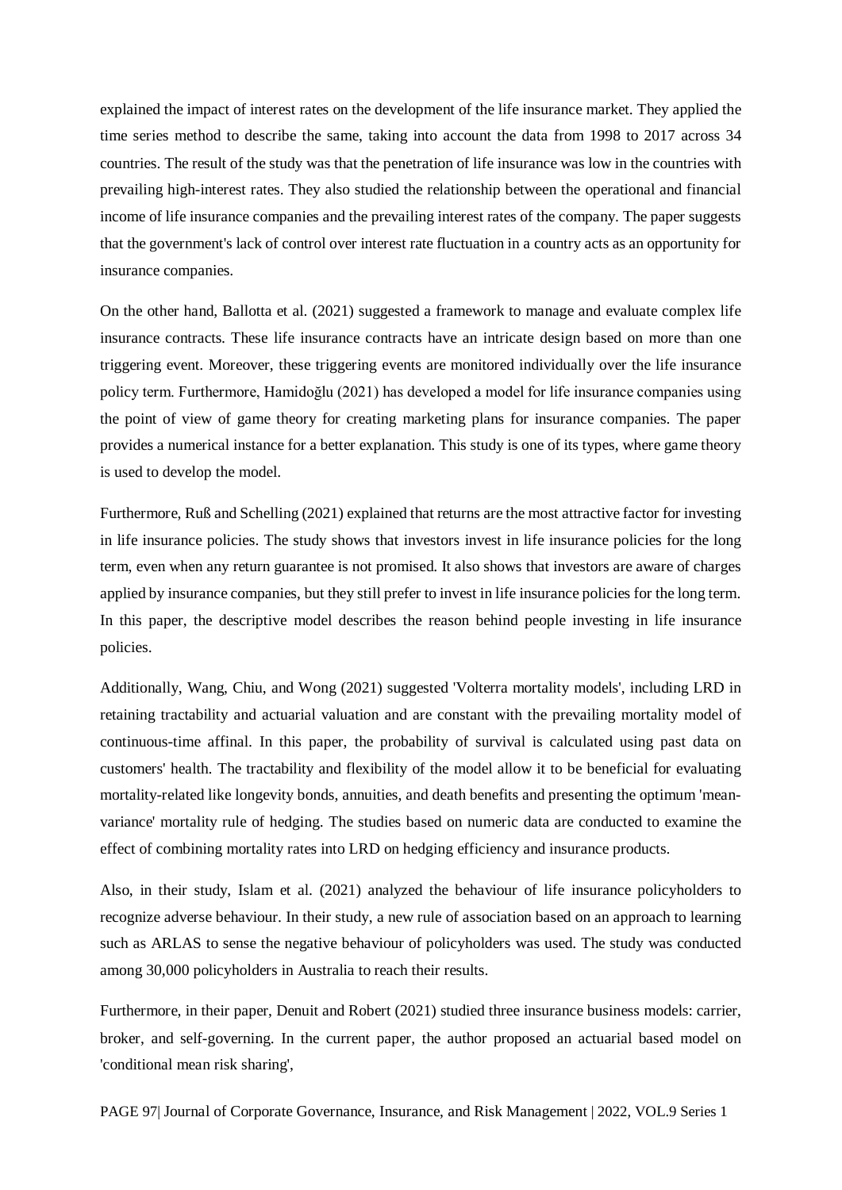explained the impact of interest rates on the development of the life insurance market. They applied the time series method to describe the same, taking into account the data from 1998 to 2017 across 34 countries. The result of the study was that the penetration of life insurance was low in the countries with prevailing high-interest rates. They also studied the relationship between the operational and financial income of life insurance companies and the prevailing interest rates of the company. The paper suggests that the government's lack of control over interest rate fluctuation in a country acts as an opportunity for insurance companies.

On the other hand, Ballotta et al. (2021) suggested a framework to manage and evaluate complex life insurance contracts. These life insurance contracts have an intricate design based on more than one triggering event. Moreover, these triggering events are monitored individually over the life insurance policy term. Furthermore, Hamidoğlu (2021) has developed a model for life insurance companies using the point of view of game theory for creating marketing plans for insurance companies. The paper provides a numerical instance for a better explanation. This study is one of its types, where game theory is used to develop the model.

Furthermore, Ruß and Schelling (2021) explained that returns are the most attractive factor for investing in life insurance policies. The study shows that investors invest in life insurance policies for the long term, even when any return guarantee is not promised. It also shows that investors are aware of charges applied by insurance companies, but they still prefer to invest in life insurance policies for the long term. In this paper, the descriptive model describes the reason behind people investing in life insurance policies.

Additionally, Wang, Chiu, and Wong (2021) suggested 'Volterra mortality models', including LRD in retaining tractability and actuarial valuation and are constant with the prevailing mortality model of continuous-time affinal. In this paper, the probability of survival is calculated using past data on customers' health. The tractability and flexibility of the model allow it to be beneficial for evaluating mortality-related like longevity bonds, annuities, and death benefits and presenting the optimum 'mean-variance' mortality rule of hedging. The studies based on numeric data are conducted to examine the effect of combining mortality rates into LRD on hedging efficiency and insurance products.

Also, in their study, Islam et al. (2021) analyzed the behaviour of life insurance policyholders to recognize adverse behaviour. In their study, a new rule of association based on an approach to learning such as ARLAS to sense the negative behaviour of policyholders was used. The study was conducted among 30,000 policyholders in Australia to reach their results.

Furthermore, in their paper, Denuit and Robert (2021) studied three insurance business models: carrier, broker, and self-governing. In the current paper, the author proposed an actuarial based model on 'conditional mean risk sharing',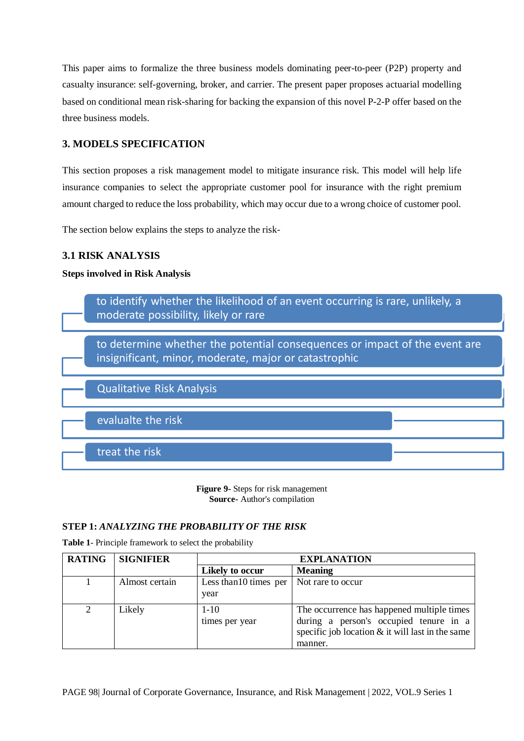This paper aims to formalize the three business models dominating peer-to-peer (P2P) property and casualty insurance: self-governing, broker, and carrier. The present paper proposes actuarial modelling based on conditional mean risk-sharing for backing the expansion of this novel P-2-P offer based on the three business models.

## 3. MODELS SPECIFICATION

This section proposes a risk management model to mitigate insurance risk. This model will help life insurance companies to select the appropriate customer pool for insurance with the right premium amount charged to reduce the loss probability, which may occur due to a wrong choice of customer pool.

The section below explains the steps to analyze the risk-

### 3.1 RISK ANALYSIS

**Steps involved in Risk Analysis**

- to identify whether the likelihood of an event occurring is rare, unlikely, a moderate possibility, likely or rare
- to determine whether the potential consequences or impact of the event are insignificant, minor, moderate, major or catastrophic
- Qualitative Risk Analysis
- evalualte the risk
- treat the risk

**Figure 9-** Steps for risk management
**Source-** Author's compilation

**STEP 1:** ***ANALYZING THE PROBABILITY OF THE RISK***

**Table 1**- Principle framework to select the probability

| RATING | SIGNIFIER | EXPLANATION | |
|---|---|---|---|
| | | **Likely to occur** | **Meaning** |
| 1 | Almost certain | Less than10 times per year | Not rare to occur |
| 2 | Likely | 1-10 times per year | The occurrence has happened multiple times during a person's occupied tenure in a specific job location & it will last in the same manner. |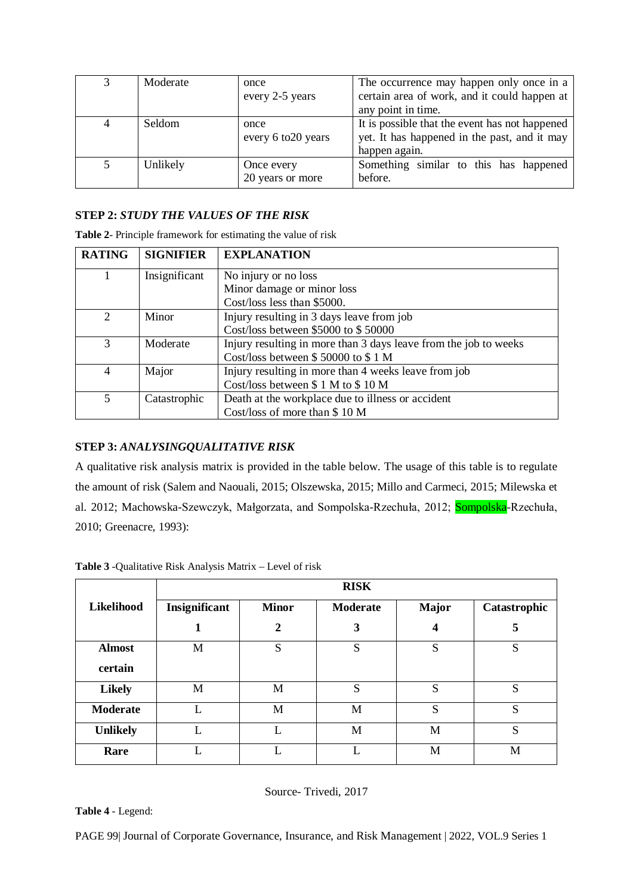| 3 | Moderate | once every 2-5 years | The occurrence may happen only once in a certain area of work, and it could happen at any point in time. |
|---|---|---|---|
| 4 | Seldom | once every 6 to20 years | It is possible that the event has not happened yet. It has happened in the past, and it may happen again. |
| 5 | Unlikely | Once every 20 years or more | Something similar to this has happened before. |

**STEP 2:** ***STUDY THE VALUES OF THE RISK***

**Table 2**- Principle framework for estimating the value of risk

| RATING | SIGNIFIER | EXPLANATION |
|---|---|---|
| 1 | Insignificant | No injury or no loss<br>Minor damage or minor loss<br>Cost/loss less than $5000. |
| 2 | Minor | Injury resulting in 3 days leave from job<br>Cost/loss between $5000 to $ 50000 |
| 3 | Moderate | Injury resulting in more than 3 days leave from the job to weeks<br>Cost/loss between $ 50000 to $ 1 M |
| 4 | Major | Injury resulting in more than 4 weeks leave from job<br>Cost/loss between $ 1 M to $ 10 M |
| 5 | Catastrophic | Death at the workplace due to illness or accident<br>Cost/loss of more than $ 10 M |

**STEP 3:** ***ANALYSINGQUALITATIVE RISK***

A qualitative risk analysis matrix is provided in the table below. The usage of this table is to regulate the amount of risk (Salem and Naouali, 2015; Olszewska, 2015; Millo and Carmeci, 2015; Milewska et al. 2012; Machowska-Szewczyk, Małgorzata, and Sompolska-Rzechuła, 2012; Sompolska-Rzechuła, 2010; Greenacre, 1993):

**Table 3** -Qualitative Risk Analysis Matrix – Level of risk

| Likelihood | RISK | | | | |
|---|---|---|---|---|---|
| | **Insignificant 1** | **Minor 2** | **Moderate 3** | **Major 4** | **Catastrophic 5** |
| **Almost certain** | M | S | S | S | S |
| **Likely** | M | M | S | S | S |
| **Moderate** | L | M | M | S | S |
| **Unlikely** | L | L | M | M | S |
| **Rare** | L | L | L | M | M |

Source- Trivedi, 2017

**Table 4** - Legend: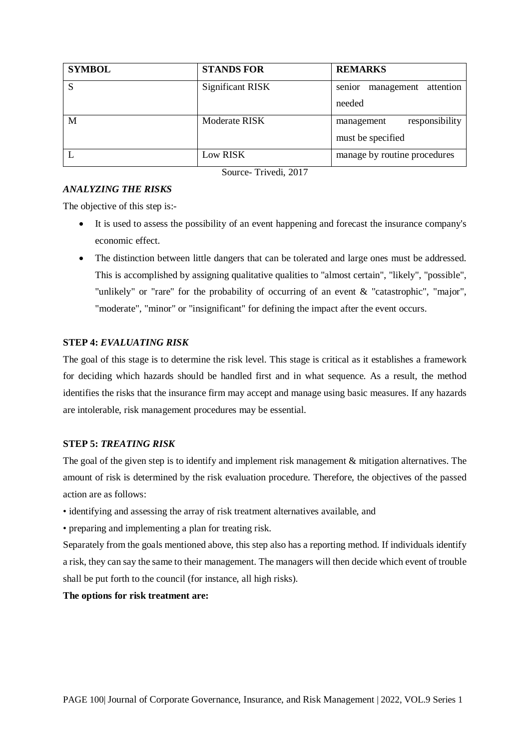| SYMBOL | STANDS FOR | REMARKS |
|---|---|---|
| S | Significant RISK | senior management attention needed |
| M | Moderate RISK | management responsibility must be specified |
| L | Low RISK | manage by routine procedures |

Source- Trivedi, 2017

***ANALYZING THE RISKS***

The objective of this step is:-

- It is used to assess the possibility of an event happening and forecast the insurance company's economic effect.
- The distinction between little dangers that can be tolerated and large ones must be addressed. This is accomplished by assigning qualitative qualities to "almost certain", "likely", "possible", "unlikely" or "rare" for the probability of occurring of an event & "catastrophic", "major", "moderate", "minor" or "insignificant" for defining the impact after the event occurs.

**STEP 4:** ***EVALUATING RISK***

The goal of this stage is to determine the risk level. This stage is critical as it establishes a framework for deciding which hazards should be handled first and in what sequence. As a result, the method identifies the risks that the insurance firm may accept and manage using basic measures. If any hazards are intolerable, risk management procedures may be essential.

**STEP 5:** ***TREATING RISK***

The goal of the given step is to identify and implement risk management & mitigation alternatives. The amount of risk is determined by the risk evaluation procedure. Therefore, the objectives of the passed action are as follows:

• identifying and assessing the array of risk treatment alternatives available, and

• preparing and implementing a plan for treating risk.

Separately from the goals mentioned above, this step also has a reporting method. If individuals identify a risk, they can say the same to their management. The managers will then decide which event of trouble shall be put forth to the council (for instance, all high risks).

**The options for risk treatment are:**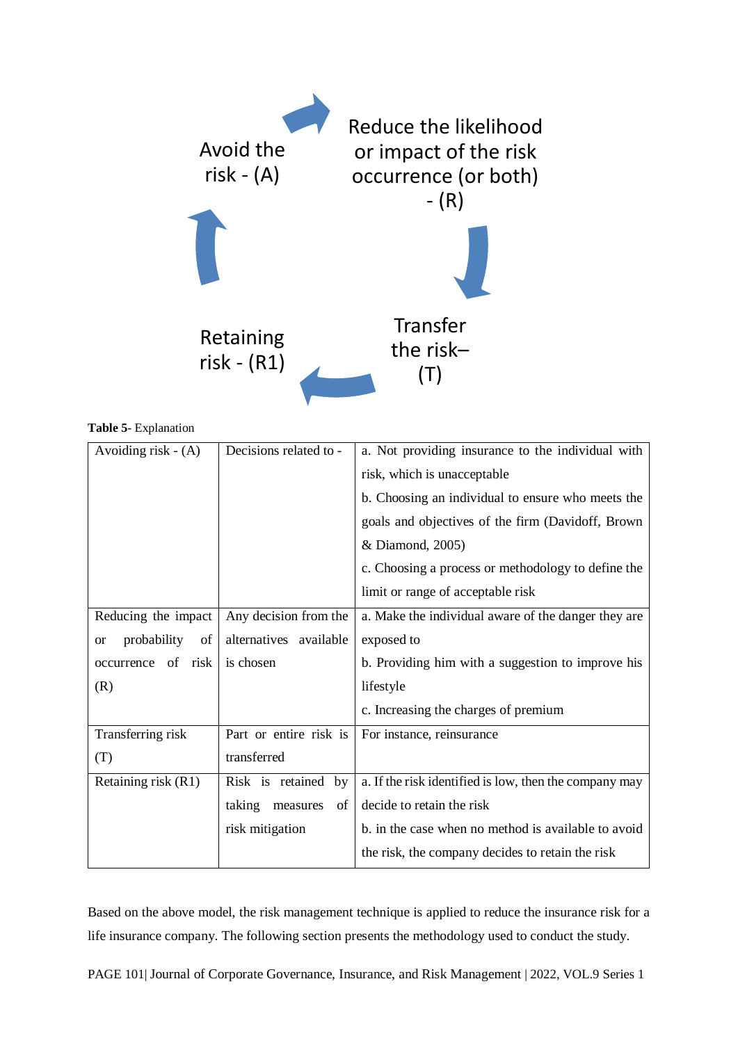Avoid the risk - (A)

Reduce the likelihood or impact of the risk occurrence (or both) - (R)

Transfer the risk– (T)

Retaining risk - (R1)

**Table 5**- Explanation

| | | |
|---|---|---|
| Avoiding risk - (A) | Decisions related to - | a. Not providing insurance to the individual with risk, which is unacceptable<br>b. Choosing an individual to ensure who meets the goals and objectives of the firm (Davidoff, Brown & Diamond, 2005)<br>c. Choosing a process or methodology to define the limit or range of acceptable risk |
| Reducing the impact or probability of occurrence of risk (R) | Any decision from the alternatives available is chosen | a. Make the individual aware of the danger they are exposed to<br>b. Providing him with a suggestion to improve his lifestyle<br>c. Increasing the charges of premium |
| Transferring risk (T) | Part or entire risk is transferred | For instance, reinsurance |
| Retaining risk (R1) | Risk is retained by taking measures of risk mitigation | a. If the risk identified is low, then the company may decide to retain the risk<br>b. in the case when no method is available to avoid the risk, the company decides to retain the risk |

Based on the above model, the risk management technique is applied to reduce the insurance risk for a life insurance company. The following section presents the methodology used to conduct the study.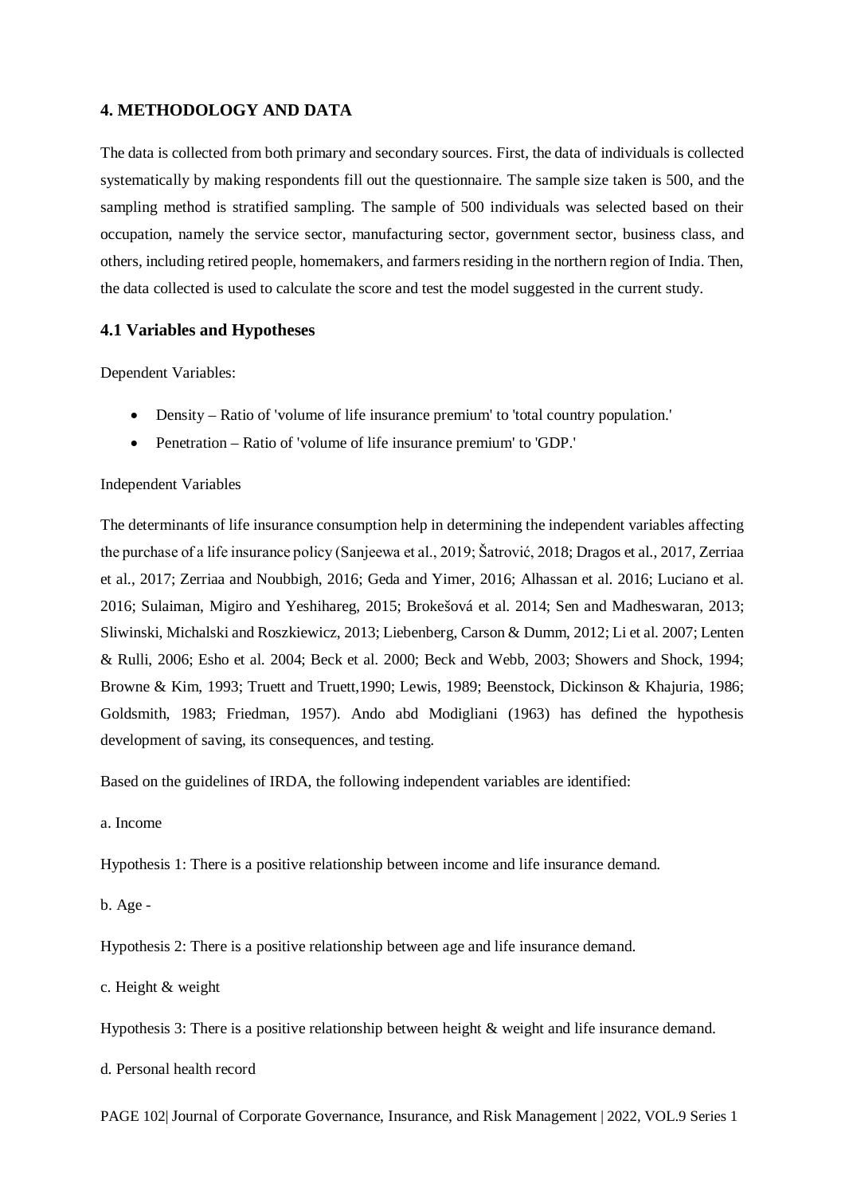## 4. METHODOLOGY AND DATA

The data is collected from both primary and secondary sources. First, the data of individuals is collected systematically by making respondents fill out the questionnaire. The sample size taken is 500, and the sampling method is stratified sampling. The sample of 500 individuals was selected based on their occupation, namely the service sector, manufacturing sector, government sector, business class, and others, including retired people, homemakers, and farmers residing in the northern region of India. Then, the data collected is used to calculate the score and test the model suggested in the current study.

### 4.1 Variables and Hypotheses

Dependent Variables:

- Density – Ratio of 'volume of life insurance premium' to 'total country population.'
- Penetration – Ratio of 'volume of life insurance premium' to 'GDP.'

Independent Variables

The determinants of life insurance consumption help in determining the independent variables affecting the purchase of a life insurance policy (Sanjeewa et al., 2019; Šatrović, 2018; Dragos et al., 2017, Zerriaa et al., 2017; Zerriaa and Noubbigh, 2016; Geda and Yimer, 2016; Alhassan et al. 2016; Luciano et al. 2016; Sulaiman, Migiro and Yeshihareg, 2015; Brokešová et al. 2014; Sen and Madheswaran, 2013; Sliwinski, Michalski and Roszkiewicz, 2013; Liebenberg, Carson & Dumm, 2012; Li et al. 2007; Lenten & Rulli, 2006; Esho et al. 2004; Beck et al. 2000; Beck and Webb, 2003; Showers and Shock, 1994; Browne & Kim, 1993; Truett and Truett,1990; Lewis, 1989; Beenstock, Dickinson & Khajuria, 1986; Goldsmith, 1983; Friedman, 1957). Ando abd Modigliani (1963) has defined the hypothesis development of saving, its consequences, and testing.

Based on the guidelines of IRDA, the following independent variables are identified:

a. Income

Hypothesis 1: There is a positive relationship between income and life insurance demand.

b. Age -

Hypothesis 2: There is a positive relationship between age and life insurance demand.

c. Height & weight

Hypothesis 3: There is a positive relationship between height & weight and life insurance demand.

d. Personal health record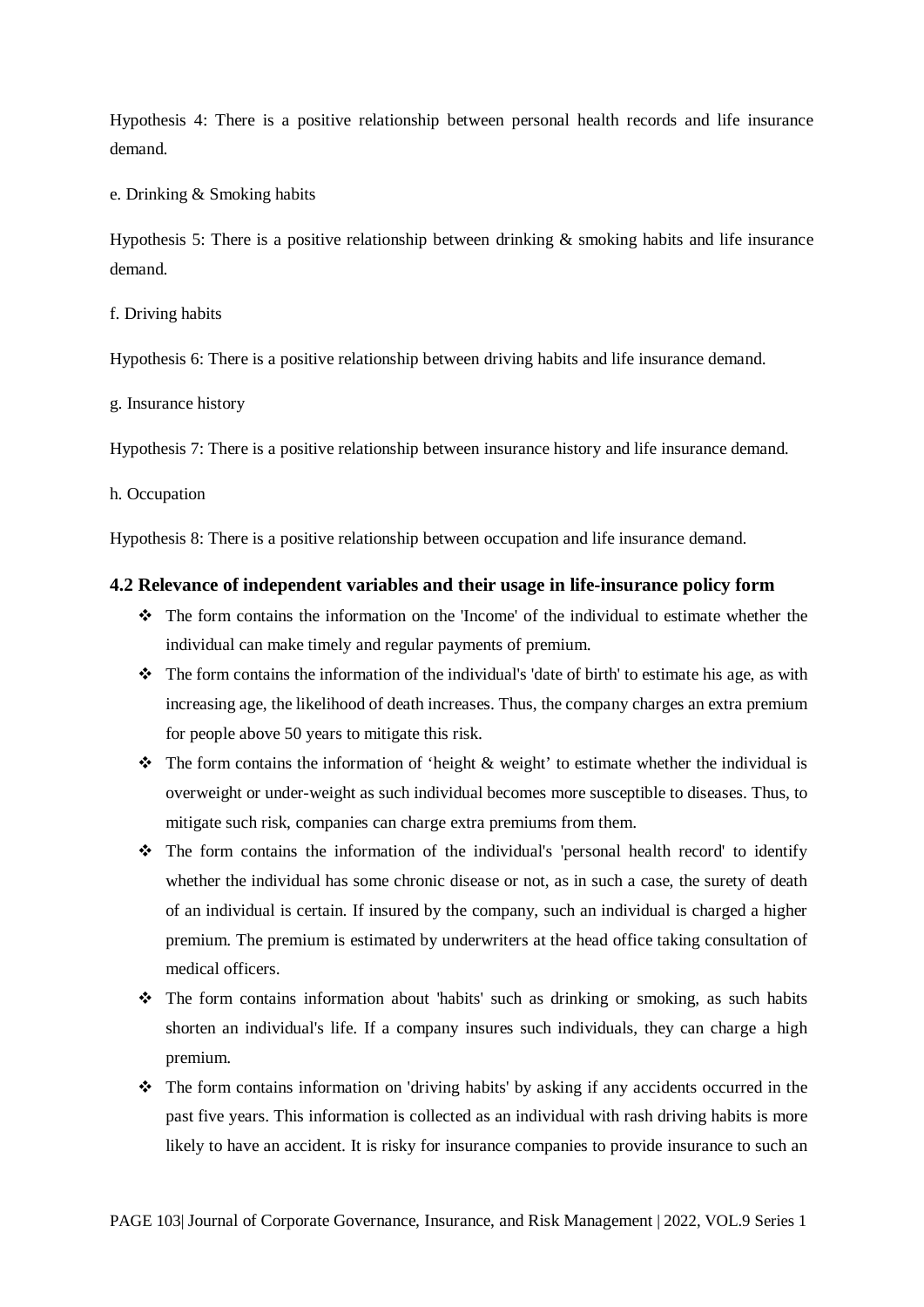Hypothesis 4: There is a positive relationship between personal health records and life insurance demand.

e. Drinking & Smoking habits

Hypothesis 5: There is a positive relationship between drinking & smoking habits and life insurance demand.

f. Driving habits

Hypothesis 6: There is a positive relationship between driving habits and life insurance demand.

g. Insurance history

Hypothesis 7: There is a positive relationship between insurance history and life insurance demand.

h. Occupation

Hypothesis 8: There is a positive relationship between occupation and life insurance demand.

### 4.2 Relevance of independent variables and their usage in life-insurance policy form

- The form contains the information on the 'Income' of the individual to estimate whether the individual can make timely and regular payments of premium.
- The form contains the information of the individual's 'date of birth' to estimate his age, as with increasing age, the likelihood of death increases. Thus, the company charges an extra premium for people above 50 years to mitigate this risk.
- The form contains the information of 'height & weight' to estimate whether the individual is overweight or under-weight as such individual becomes more susceptible to diseases. Thus, to mitigate such risk, companies can charge extra premiums from them.
- The form contains the information of the individual's 'personal health record' to identify whether the individual has some chronic disease or not, as in such a case, the surety of death of an individual is certain. If insured by the company, such an individual is charged a higher premium. The premium is estimated by underwriters at the head office taking consultation of medical officers.
- The form contains information about 'habits' such as drinking or smoking, as such habits shorten an individual's life. If a company insures such individuals, they can charge a high premium.
- The form contains information on 'driving habits' by asking if any accidents occurred in the past five years. This information is collected as an individual with rash driving habits is more likely to have an accident. It is risky for insurance companies to provide insurance to such an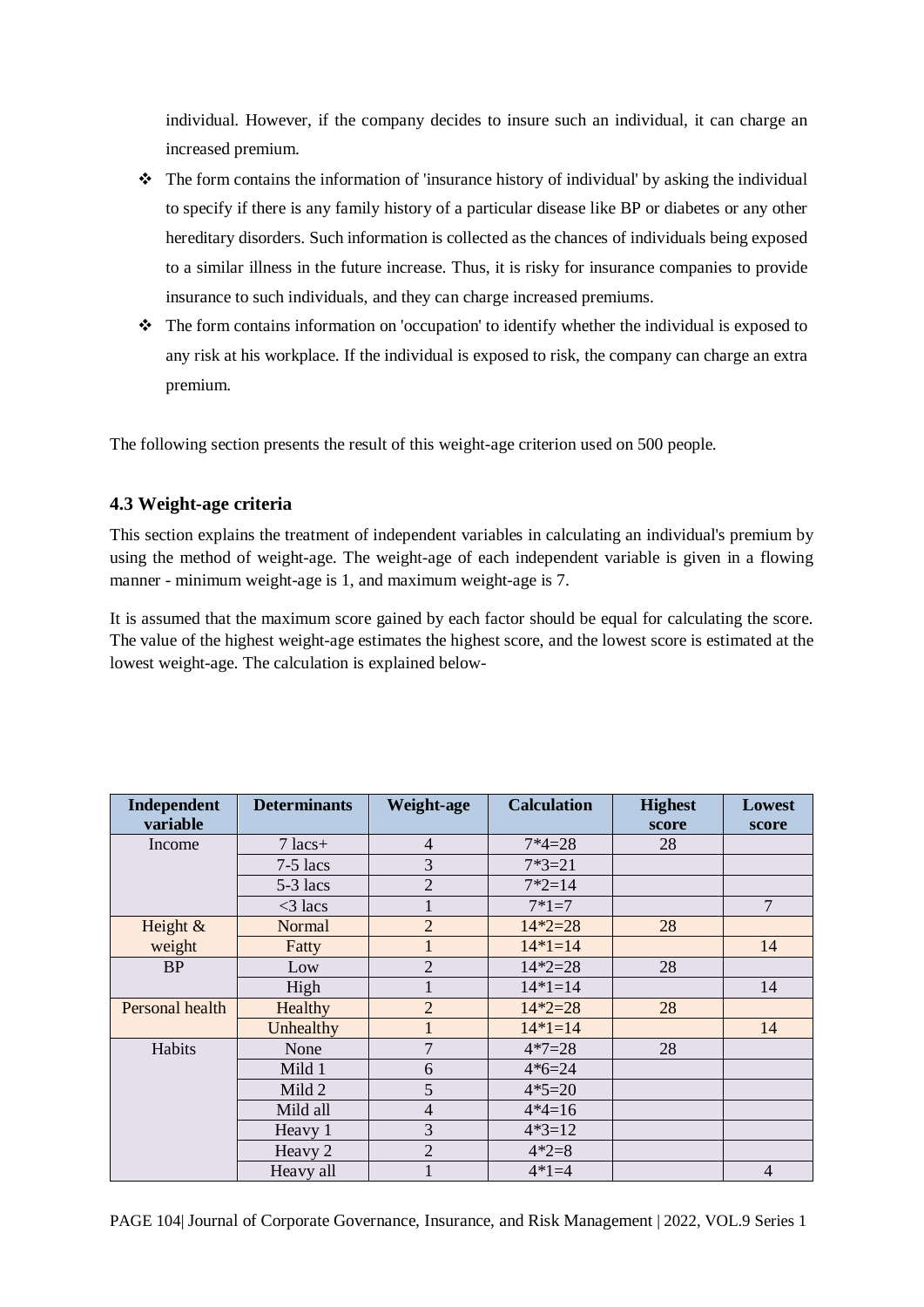individual. However, if the company decides to insure such an individual, it can charge an increased premium.

- The form contains the information of 'insurance history of individual' by asking the individual to specify if there is any family history of a particular disease like BP or diabetes or any other hereditary disorders. Such information is collected as the chances of individuals being exposed to a similar illness in the future increase. Thus, it is risky for insurance companies to provide insurance to such individuals, and they can charge increased premiums.
- The form contains information on 'occupation' to identify whether the individual is exposed to any risk at his workplace. If the individual is exposed to risk, the company can charge an extra premium.

The following section presents the result of this weight-age criterion used on 500 people.

### 4.3 Weight-age criteria

This section explains the treatment of independent variables in calculating an individual's premium by using the method of weight-age. The weight-age of each independent variable is given in a flowing manner - minimum weight-age is 1, and maximum weight-age is 7.

It is assumed that the maximum score gained by each factor should be equal for calculating the score. The value of the highest weight-age estimates the highest score, and the lowest score is estimated at the lowest weight-age. The calculation is explained below-

| Independent variable | Determinants | Weight-age | Calculation | Highest score | Lowest score |
|---|---|---|---|---|---|
| Income | 7 lacs+ | 4 | 7*4=28 | 28 | |
| | 7-5 lacs | 3 | 7*3=21 | | |
| | 5-3 lacs | 2 | 7*2=14 | | |
| | <3 lacs | 1 | 7*1=7 | | 7 |
| Height & weight | Normal | 2 | 14*2=28 | 28 | |
| | Fatty | 1 | 14*1=14 | | 14 |
| BP | Low | 2 | 14*2=28 | 28 | |
| | High | 1 | 14*1=14 | | 14 |
| Personal health | Healthy | 2 | 14*2=28 | 28 | |
| | Unhealthy | 1 | 14*1=14 | | 14 |
| Habits | None | 7 | 4*7=28 | 28 | |
| | Mild 1 | 6 | 4*6=24 | | |
| | Mild 2 | 5 | 4*5=20 | | |
| | Mild all | 4 | 4*4=16 | | |
| | Heavy 1 | 3 | 4*3=12 | | |
| | Heavy 2 | 2 | 4*2=8 | | |
| | Heavy all | 1 | 4*1=4 | | 4 |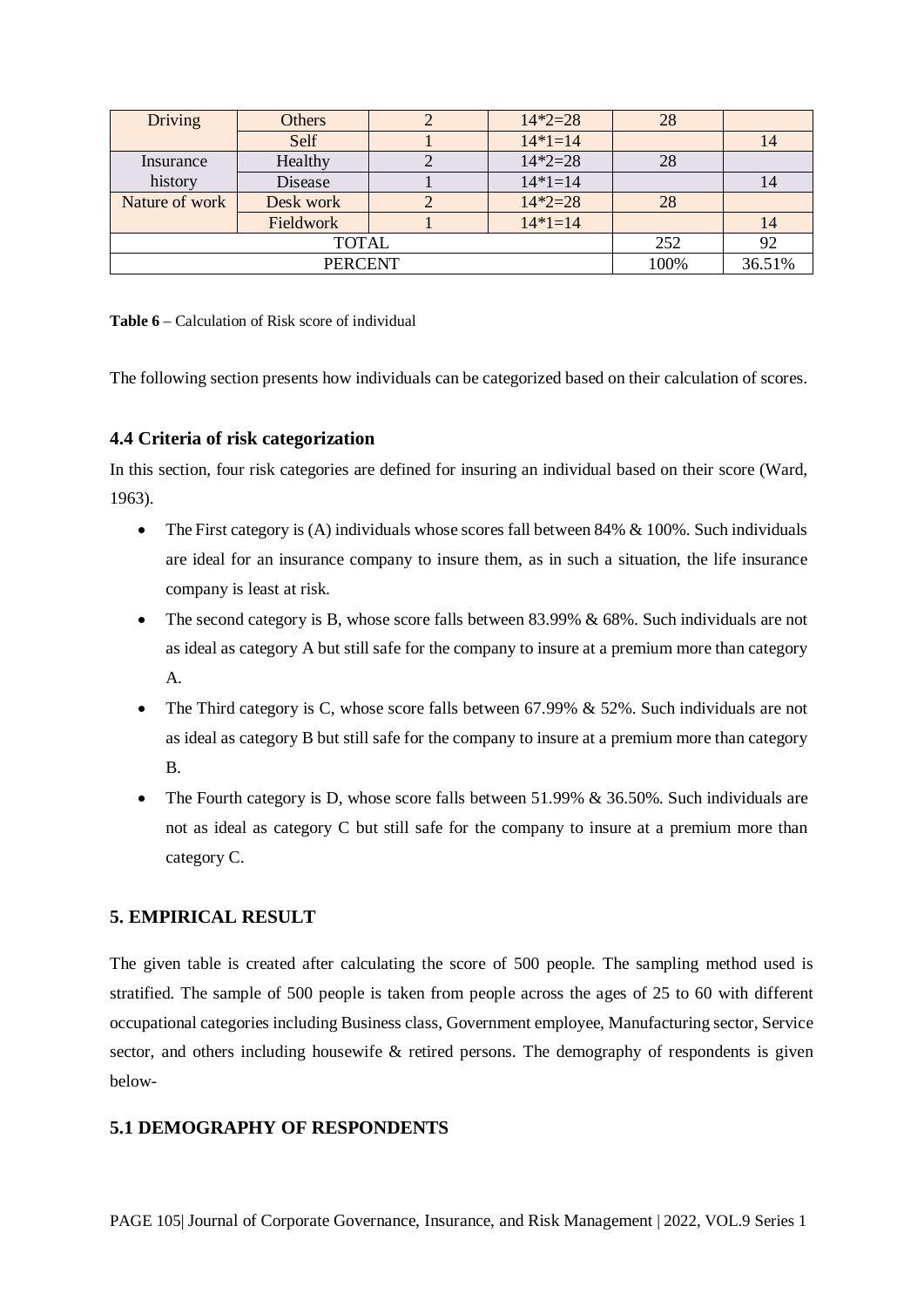| | | | | | |
|---|---|---|---|---|---|
| Driving | Others | 2 | 14*2=28 | 28 | |
| | Self | 1 | 14*1=14 | | 14 |
| Insurance history | Healthy | 2 | 14*2=28 | 28 | |
| | Disease | 1 | 14*1=14 | | 14 |
| Nature of work | Desk work | 2 | 14*2=28 | 28 | |
| | Fieldwork | 1 | 14*1=14 | | 14 |
| TOTAL | | | | 252 | 92 |
| PERCENT | | | | 100% | 36.51% |

**Table 6** – Calculation of Risk score of individual

The following section presents how individuals can be categorized based on their calculation of scores.

### 4.4 Criteria of risk categorization

In this section, four risk categories are defined for insuring an individual based on their score (Ward, 1963).

- The First category is (A) individuals whose scores fall between 84% & 100%. Such individuals are ideal for an insurance company to insure them, as in such a situation, the life insurance company is least at risk.
- The second category is B, whose score falls between 83.99% & 68%. Such individuals are not as ideal as category A but still safe for the company to insure at a premium more than category A.
- The Third category is C, whose score falls between 67.99% & 52%. Such individuals are not as ideal as category B but still safe for the company to insure at a premium more than category B.
- The Fourth category is D, whose score falls between 51.99% & 36.50%. Such individuals are not as ideal as category C but still safe for the company to insure at a premium more than category C.

## 5. EMPIRICAL RESULT

The given table is created after calculating the score of 500 people. The sampling method used is stratified. The sample of 500 people is taken from people across the ages of 25 to 60 with different occupational categories including Business class, Government employee, Manufacturing sector, Service sector, and others including housewife & retired persons. The demography of respondents is given below-

### 5.1 DEMOGRAPHY OF RESPONDENTS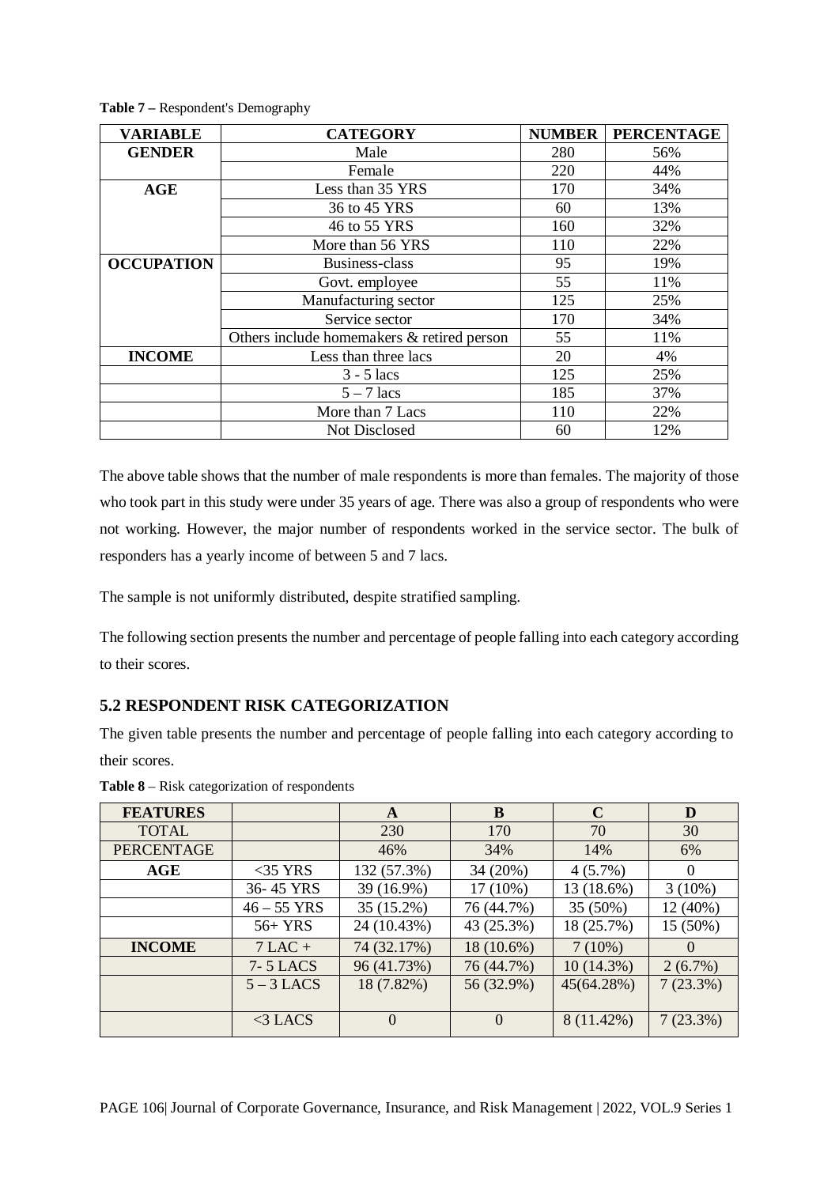**Table 7 –** Respondent's Demography

| VARIABLE | CATEGORY | NUMBER | PERCENTAGE |
|---|---|---|---|
| GENDER | Male | 280 | 56% |
| | Female | 220 | 44% |
| AGE | Less than 35 YRS | 170 | 34% |
| | 36 to 45 YRS | 60 | 13% |
| | 46 to 55 YRS | 160 | 32% |
| | More than 56 YRS | 110 | 22% |
| OCCUPATION | Business-class | 95 | 19% |
| | Govt. employee | 55 | 11% |
| | Manufacturing sector | 125 | 25% |
| | Service sector | 170 | 34% |
| | Others include homemakers & retired person | 55 | 11% |
| INCOME | Less than three lacs | 20 | 4% |
| | 3 - 5 lacs | 125 | 25% |
| | 5 – 7 lacs | 185 | 37% |
| | More than 7 Lacs | 110 | 22% |
| | Not Disclosed | 60 | 12% |

The above table shows that the number of male respondents is more than females. The majority of those who took part in this study were under 35 years of age. There was also a group of respondents who were not working. However, the major number of respondents worked in the service sector. The bulk of responders has a yearly income of between 5 and 7 lacs.

The sample is not uniformly distributed, despite stratified sampling.

The following section presents the number and percentage of people falling into each category according to their scores.

## 5.2 RESPONDENT RISK CATEGORIZATION

The given table presents the number and percentage of people falling into each category according to their scores.

**Table 8** – Risk categorization of respondents

| FEATURES | | A | B | C | D |
|---|---|---|---|---|---|
| TOTAL | | 230 | 170 | 70 | 30 |
| PERCENTAGE | | 46% | 34% | 14% | 6% |
| AGE | <35 YRS | 132 (57.3%) | 34 (20%) | 4 (5.7%) | 0 |
| | 36- 45 YRS | 39 (16.9%) | 17 (10%) | 13 (18.6%) | 3 (10%) |
| | 46 – 55 YRS | 35 (15.2%) | 76 (44.7%) | 35 (50%) | 12 (40%) |
| | 56+ YRS | 24 (10.43%) | 43 (25.3%) | 18 (25.7%) | 15 (50%) |
| INCOME | 7 LAC + | 74 (32.17%) | 18 (10.6%) | 7 (10%) | 0 |
| | 7- 5 LACS | 96 (41.73%) | 76 (44.7%) | 10 (14.3%) | 2 (6.7%) |
| | 5 – 3 LACS | 18 (7.82%) | 56 (32.9%) | 45(64.28%) | 7 (23.3%) |
| | <3 LACS | 0 | 0 | 8 (11.42%) | 7 (23.3%) |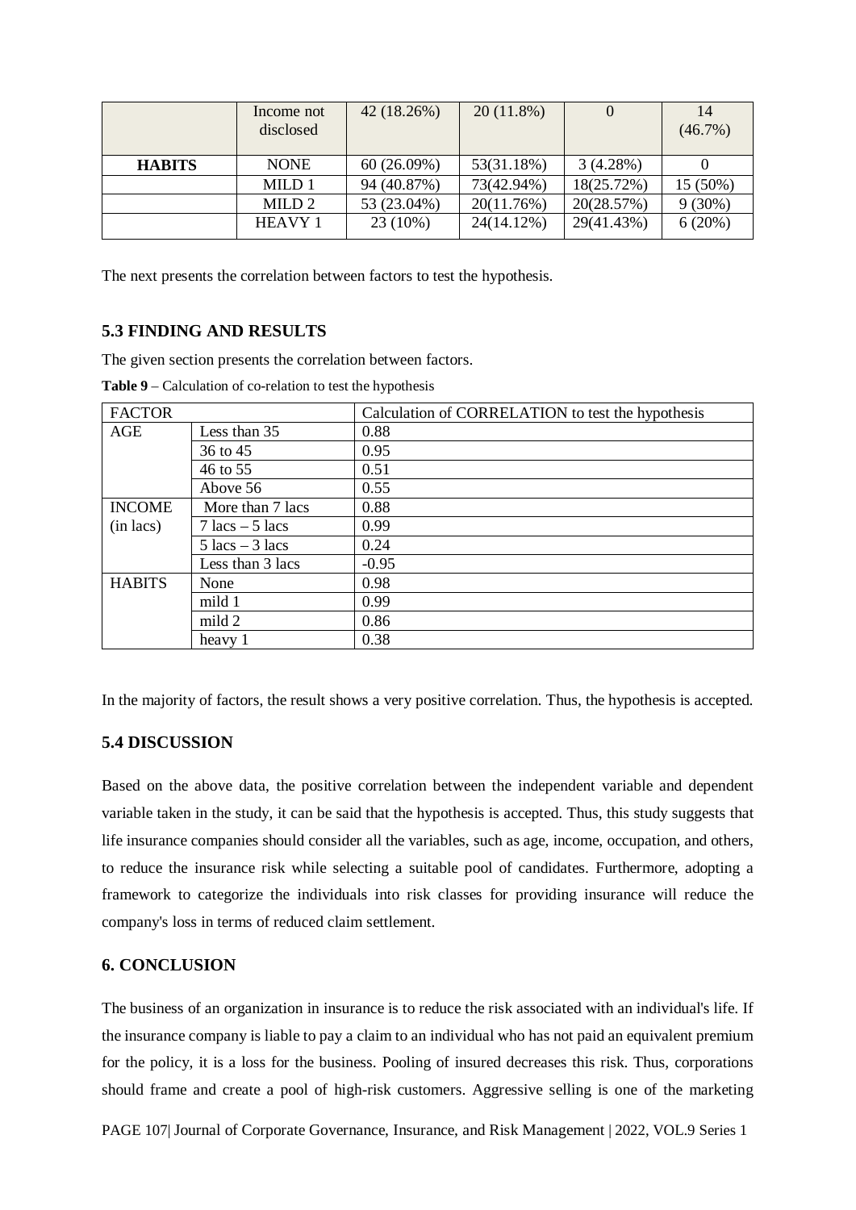| | Income not disclosed | 42 (18.26%) | 20 (11.8%) | 0 | 14 (46.7%) |
|---|---|---|---|---|---|
| **HABITS** | NONE | 60 (26.09%) | 53(31.18%) | 3 (4.28%) | 0 |
| | MILD 1 | 94 (40.87%) | 73(42.94%) | 18(25.72%) | 15 (50%) |
| | MILD 2 | 53 (23.04%) | 20(11.76%) | 20(28.57%) | 9 (30%) |
| | HEAVY 1 | 23 (10%) | 24(14.12%) | 29(41.43%) | 6 (20%) |

The next presents the correlation between factors to test the hypothesis.

## 5.3 FINDING AND RESULTS

The given section presents the correlation between factors.

**Table 9** – Calculation of co-relation to test the hypothesis

| FACTOR | | Calculation of CORRELATION to test the hypothesis |
|---|---|---|
| AGE | Less than 35 | 0.88 |
| | 36 to 45 | 0.95 |
| | 46 to 55 | 0.51 |
| | Above 56 | 0.55 |
| INCOME (in lacs) | More than 7 lacs | 0.88 |
| | 7 lacs – 5 lacs | 0.99 |
| | 5 lacs – 3 lacs | 0.24 |
| | Less than 3 lacs | -0.95 |
| HABITS | None | 0.98 |
| | mild 1 | 0.99 |
| | mild 2 | 0.86 |
| | heavy 1 | 0.38 |

In the majority of factors, the result shows a very positive correlation. Thus, the hypothesis is accepted.

## 5.4 DISCUSSION

Based on the above data, the positive correlation between the independent variable and dependent variable taken in the study, it can be said that the hypothesis is accepted. Thus, this study suggests that life insurance companies should consider all the variables, such as age, income, occupation, and others, to reduce the insurance risk while selecting a suitable pool of candidates. Furthermore, adopting a framework to categorize the individuals into risk classes for providing insurance will reduce the company's loss in terms of reduced claim settlement.

## 6. CONCLUSION

The business of an organization in insurance is to reduce the risk associated with an individual's life. If the insurance company is liable to pay a claim to an individual who has not paid an equivalent premium for the policy, it is a loss for the business. Pooling of insured decreases this risk. Thus, corporations should frame and create a pool of high-risk customers. Aggressive selling is one of the marketing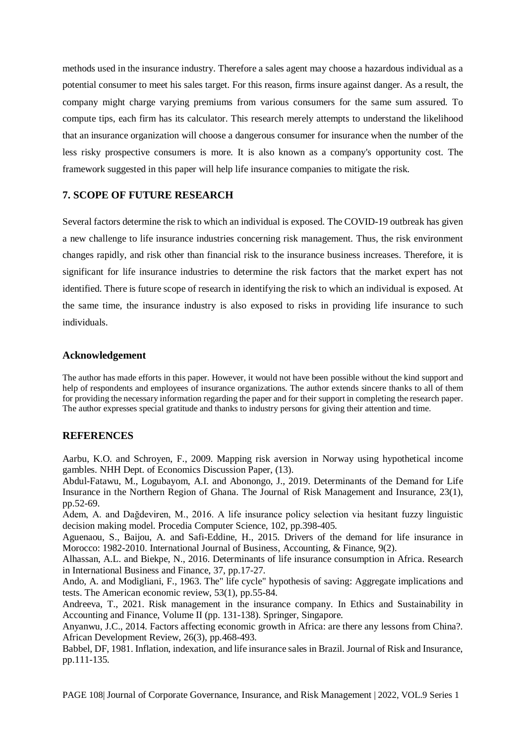methods used in the insurance industry. Therefore a sales agent may choose a hazardous individual as a potential consumer to meet his sales target. For this reason, firms insure against danger. As a result, the company might charge varying premiums from various consumers for the same sum assured. To compute tips, each firm has its calculator. This research merely attempts to understand the likelihood that an insurance organization will choose a dangerous consumer for insurance when the number of the less risky prospective consumers is more. It is also known as a company's opportunity cost. The framework suggested in this paper will help life insurance companies to mitigate the risk.

## 7. SCOPE OF FUTURE RESEARCH

Several factors determine the risk to which an individual is exposed. The COVID-19 outbreak has given a new challenge to life insurance industries concerning risk management. Thus, the risk environment changes rapidly, and risk other than financial risk to the insurance business increases. Therefore, it is significant for life insurance industries to determine the risk factors that the market expert has not identified. There is future scope of research in identifying the risk to which an individual is exposed. At the same time, the insurance industry is also exposed to risks in providing life insurance to such individuals.

### Acknowledgement

The author has made efforts in this paper. However, it would not have been possible without the kind support and help of respondents and employees of insurance organizations. The author extends sincere thanks to all of them for providing the necessary information regarding the paper and for their support in completing the research paper. The author expresses special gratitude and thanks to industry persons for giving their attention and time.

## REFERENCES

Aarbu, K.O. and Schroyen, F., 2009. Mapping risk aversion in Norway using hypothetical income gambles. NHH Dept. of Economics Discussion Paper, (13).

Abdul-Fatawu, M., Logubayom, A.I. and Abonongo, J., 2019. Determinants of the Demand for Life Insurance in the Northern Region of Ghana. The Journal of Risk Management and Insurance, 23(1), pp.52-69.

Adem, A. and Dağdeviren, M., 2016. A life insurance policy selection via hesitant fuzzy linguistic decision making model. Procedia Computer Science, 102, pp.398-405.

Aguenaou, S., Baijou, A. and Safi-Eddine, H., 2015. Drivers of the demand for life insurance in Morocco: 1982-2010. International Journal of Business, Accounting, & Finance, 9(2).

Alhassan, A.L. and Biekpe, N., 2016. Determinants of life insurance consumption in Africa. Research in International Business and Finance, 37, pp.17-27.

Ando, A. and Modigliani, F., 1963. The" life cycle" hypothesis of saving: Aggregate implications and tests. The American economic review, 53(1), pp.55-84.

Andreeva, T., 2021. Risk management in the insurance company. In Ethics and Sustainability in Accounting and Finance, Volume II (pp. 131-138). Springer, Singapore.

Anyanwu, J.C., 2014. Factors affecting economic growth in Africa: are there any lessons from China?. African Development Review, 26(3), pp.468-493.

Babbel, DF, 1981. Inflation, indexation, and life insurance sales in Brazil. Journal of Risk and Insurance, pp.111-135.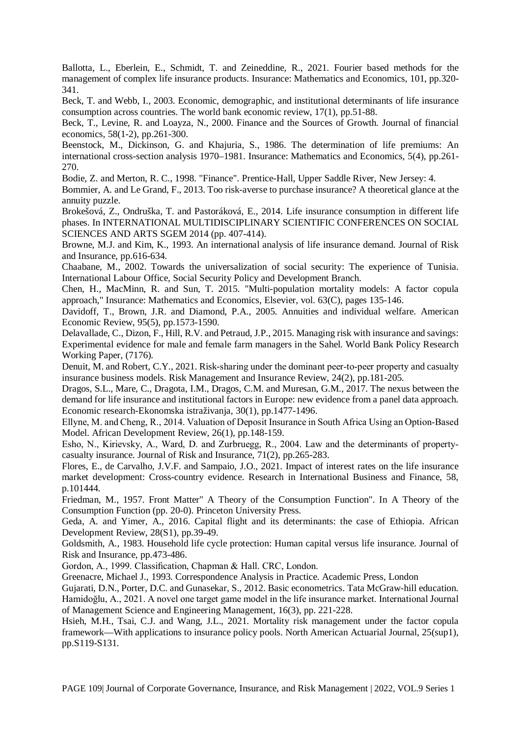Ballotta, L., Eberlein, E., Schmidt, T. and Zeineddine, R., 2021. Fourier based methods for the management of complex life insurance products. Insurance: Mathematics and Economics, 101, pp.320-341.

Beck, T. and Webb, I., 2003. Economic, demographic, and institutional determinants of life insurance consumption across countries. The world bank economic review, 17(1), pp.51-88.

Beck, T., Levine, R. and Loayza, N., 2000. Finance and the Sources of Growth. Journal of financial economics, 58(1-2), pp.261-300.

Beenstock, M., Dickinson, G. and Khajuria, S., 1986. The determination of life premiums: An international cross-section analysis 1970–1981. Insurance: Mathematics and Economics, 5(4), pp.261-270.

Bodie, Z. and Merton, R. C., 1998. "Finance". Prentice-Hall, Upper Saddle River, New Jersey: 4.

Bommier, A. and Le Grand, F., 2013. Too risk-averse to purchase insurance? A theoretical glance at the annuity puzzle.

Brokešová, Z., Ondruška, T. and Pastoráková, E., 2014. Life insurance consumption in different life phases. In INTERNATIONAL MULTIDISCIPLINARY SCIENTIFIC CONFERENCES ON SOCIAL SCIENCES AND ARTS SGEM 2014 (pp. 407-414).

Browne, M.J. and Kim, K., 1993. An international analysis of life insurance demand. Journal of Risk and Insurance, pp.616-634.

Chaabane, M., 2002. Towards the universalization of social security: The experience of Tunisia. International Labour Office, Social Security Policy and Development Branch.

Chen, H., MacMinn, R. and Sun, T. 2015. "Multi-population mortality models: A factor copula approach," Insurance: Mathematics and Economics, Elsevier, vol. 63(C), pages 135-146.

Davidoff, T., Brown, J.R. and Diamond, P.A., 2005. Annuities and individual welfare. American Economic Review, 95(5), pp.1573-1590.

Delavallade, C., Dizon, F., Hill, R.V. and Petraud, J.P., 2015. Managing risk with insurance and savings: Experimental evidence for male and female farm managers in the Sahel. World Bank Policy Research Working Paper, (7176).

Denuit, M. and Robert, C.Y., 2021. Risk-sharing under the dominant peer-to-peer property and casualty insurance business models. Risk Management and Insurance Review, 24(2), pp.181-205.

Dragos, S.L., Mare, C., Dragota, I.M., Dragos, C.M. and Muresan, G.M., 2017. The nexus between the demand for life insurance and institutional factors in Europe: new evidence from a panel data approach. Economic research-Ekonomska istraživanja, 30(1), pp.1477-1496.

Ellyne, M. and Cheng, R., 2014. Valuation of Deposit Insurance in South Africa Using an Option-Based Model. African Development Review, 26(1), pp.148-159.

Esho, N., Kirievsky, A., Ward, D. and Zurbruegg, R., 2004. Law and the determinants of property-casualty insurance. Journal of Risk and Insurance, 71(2), pp.265-283.

Flores, E., de Carvalho, J.V.F. and Sampaio, J.O., 2021. Impact of interest rates on the life insurance market development: Cross-country evidence. Research in International Business and Finance, 58, p.101444.

Friedman, M., 1957. Front Matter" A Theory of the Consumption Function". In A Theory of the Consumption Function (pp. 20-0). Princeton University Press.

Geda, A. and Yimer, A., 2016. Capital flight and its determinants: the case of Ethiopia. African Development Review, 28(S1), pp.39-49.

Goldsmith, A., 1983. Household life cycle protection: Human capital versus life insurance. Journal of Risk and Insurance, pp.473-486.

Gordon, A., 1999. Classification, Chapman & Hall. CRC, London.

Greenacre, Michael J., 1993. Correspondence Analysis in Practice. Academic Press, London

Gujarati, D.N., Porter, D.C. and Gunasekar, S., 2012. Basic econometrics. Tata McGraw-hill education.

Hamidoğlu, A., 2021. A novel one target game model in the life insurance market. International Journal of Management Science and Engineering Management, 16(3), pp. 221-228.

Hsieh, M.H., Tsai, C.J. and Wang, J.L., 2021. Mortality risk management under the factor copula framework—With applications to insurance policy pools. North American Actuarial Journal, 25(sup1), pp.S119-S131.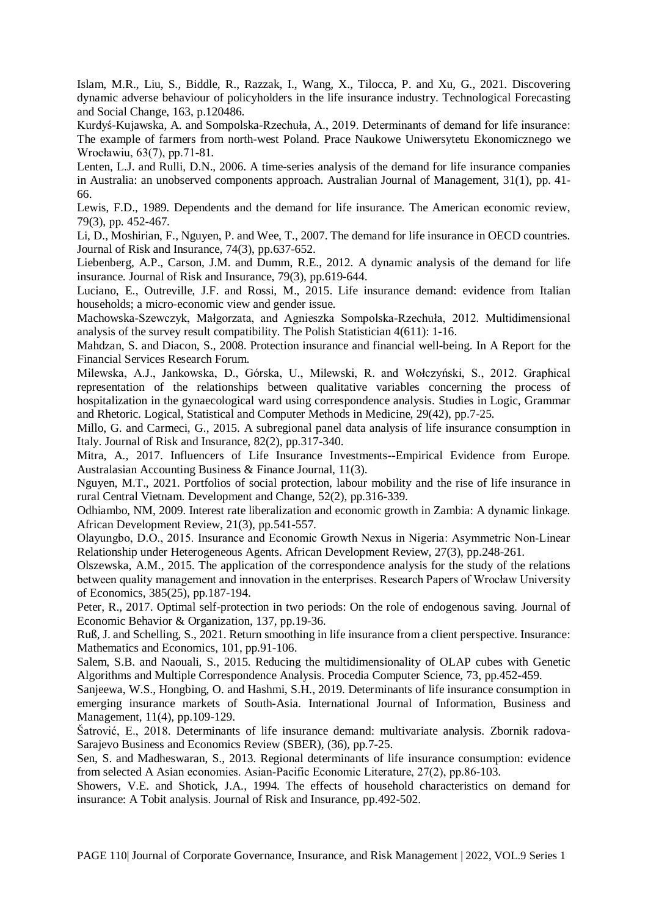Islam, M.R., Liu, S., Biddle, R., Razzak, I., Wang, X., Tilocca, P. and Xu, G., 2021. Discovering dynamic adverse behaviour of policyholders in the life insurance industry. Technological Forecasting and Social Change, 163, p.120486.

Kurdyś-Kujawska, A. and Sompolska-Rzechuła, A., 2019. Determinants of demand for life insurance: The example of farmers from north-west Poland. Prace Naukowe Uniwersytetu Ekonomicznego we Wrocławiu, 63(7), pp.71-81.

Lenten, L.J. and Rulli, D.N., 2006. A time-series analysis of the demand for life insurance companies in Australia: an unobserved components approach. Australian Journal of Management, 31(1), pp. 41-66.

Lewis, F.D., 1989. Dependents and the demand for life insurance. The American economic review, 79(3), pp. 452-467.

Li, D., Moshirian, F., Nguyen, P. and Wee, T., 2007. The demand for life insurance in OECD countries. Journal of Risk and Insurance, 74(3), pp.637-652.

Liebenberg, A.P., Carson, J.M. and Dumm, R.E., 2012. A dynamic analysis of the demand for life insurance. Journal of Risk and Insurance, 79(3), pp.619-644.

Luciano, E., Outreville, J.F. and Rossi, M., 2015. Life insurance demand: evidence from Italian households; a micro-economic view and gender issue.

Machowska-Szewczyk, Małgorzata, and Agnieszka Sompolska-Rzechuła, 2012. Multidimensional analysis of the survey result compatibility. The Polish Statistician 4(611): 1-16.

Mahdzan, S. and Diacon, S., 2008. Protection insurance and financial well-being. In A Report for the Financial Services Research Forum.

Milewska, A.J., Jankowska, D., Górska, U., Milewski, R. and Wołczyński, S., 2012. Graphical representation of the relationships between qualitative variables concerning the process of hospitalization in the gynaecological ward using correspondence analysis. Studies in Logic, Grammar and Rhetoric. Logical, Statistical and Computer Methods in Medicine, 29(42), pp.7-25.

Millo, G. and Carmeci, G., 2015. A subregional panel data analysis of life insurance consumption in Italy. Journal of Risk and Insurance, 82(2), pp.317-340.

Mitra, A., 2017. Influencers of Life Insurance Investments--Empirical Evidence from Europe. Australasian Accounting Business & Finance Journal, 11(3).

Nguyen, M.T., 2021. Portfolios of social protection, labour mobility and the rise of life insurance in rural Central Vietnam. Development and Change, 52(2), pp.316-339.

Odhiambo, NM, 2009. Interest rate liberalization and economic growth in Zambia: A dynamic linkage. African Development Review, 21(3), pp.541-557.

Olayungbo, D.O., 2015. Insurance and Economic Growth Nexus in Nigeria: Asymmetric Non-Linear Relationship under Heterogeneous Agents. African Development Review, 27(3), pp.248-261.

Olszewska, A.M., 2015. The application of the correspondence analysis for the study of the relations between quality management and innovation in the enterprises. Research Papers of Wrocław University of Economics, 385(25), pp.187-194.

Peter, R., 2017. Optimal self-protection in two periods: On the role of endogenous saving. Journal of Economic Behavior & Organization, 137, pp.19-36.

Ruß, J. and Schelling, S., 2021. Return smoothing in life insurance from a client perspective. Insurance: Mathematics and Economics, 101, pp.91-106.

Salem, S.B. and Naouali, S., 2015. Reducing the multidimensionality of OLAP cubes with Genetic Algorithms and Multiple Correspondence Analysis. Procedia Computer Science, 73, pp.452-459.

Sanjeewa, W.S., Hongbing, O. and Hashmi, S.H., 2019. Determinants of life insurance consumption in emerging insurance markets of South-Asia. International Journal of Information, Business and Management, 11(4), pp.109-129.

Šatrović, E., 2018. Determinants of life insurance demand: multivariate analysis. Zbornik radova-Sarajevo Business and Economics Review (SBER), (36), pp.7-25.

Sen, S. and Madheswaran, S., 2013. Regional determinants of life insurance consumption: evidence from selected A Asian economies. Asian-Pacific Economic Literature, 27(2), pp.86-103.

Showers, V.E. and Shotick, J.A., 1994. The effects of household characteristics on demand for insurance: A Tobit analysis. Journal of Risk and Insurance, pp.492-502.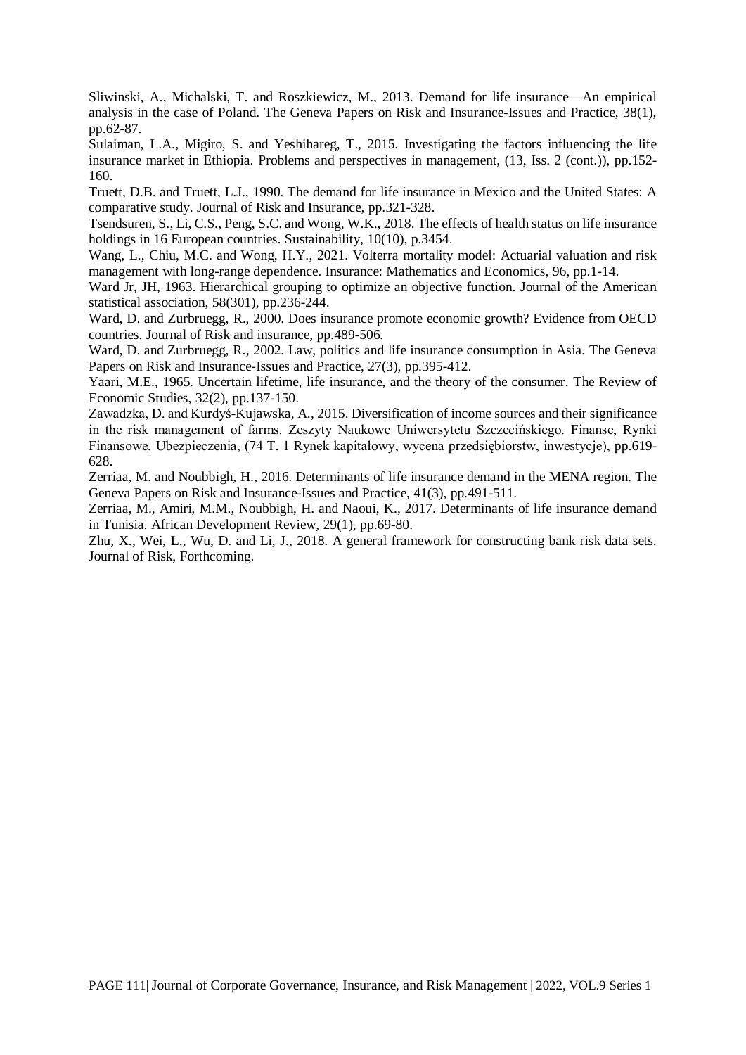Sliwinski, A., Michalski, T. and Roszkiewicz, M., 2013. Demand for life insurance—An empirical analysis in the case of Poland. The Geneva Papers on Risk and Insurance-Issues and Practice, 38(1), pp.62-87.

Sulaiman, L.A., Migiro, S. and Yeshihareg, T., 2015. Investigating the factors influencing the life insurance market in Ethiopia. Problems and perspectives in management, (13, Iss. 2 (cont.)), pp.152-160.

Truett, D.B. and Truett, L.J., 1990. The demand for life insurance in Mexico and the United States: A comparative study. Journal of Risk and Insurance, pp.321-328.

Tsendsuren, S., Li, C.S., Peng, S.C. and Wong, W.K., 2018. The effects of health status on life insurance holdings in 16 European countries. Sustainability, 10(10), p.3454.

Wang, L., Chiu, M.C. and Wong, H.Y., 2021. Volterra mortality model: Actuarial valuation and risk management with long-range dependence. Insurance: Mathematics and Economics, 96, pp.1-14.

Ward Jr, JH, 1963. Hierarchical grouping to optimize an objective function. Journal of the American statistical association, 58(301), pp.236-244.

Ward, D. and Zurbruegg, R., 2000. Does insurance promote economic growth? Evidence from OECD countries. Journal of Risk and insurance, pp.489-506.

Ward, D. and Zurbruegg, R., 2002. Law, politics and life insurance consumption in Asia. The Geneva Papers on Risk and Insurance-Issues and Practice, 27(3), pp.395-412.

Yaari, M.E., 1965. Uncertain lifetime, life insurance, and the theory of the consumer. The Review of Economic Studies, 32(2), pp.137-150.

Zawadzka, D. and Kurdyś-Kujawska, A., 2015. Diversification of income sources and their significance in the risk management of farms. Zeszyty Naukowe Uniwersytetu Szczecińskiego. Finanse, Rynki Finansowe, Ubezpieczenia, (74 T. 1 Rynek kapitałowy, wycena przedsiębiorstw, inwestycje), pp.619-628.

Zerriaa, M. and Noubbigh, H., 2016. Determinants of life insurance demand in the MENA region. The Geneva Papers on Risk and Insurance-Issues and Practice, 41(3), pp.491-511.

Zerriaa, M., Amiri, M.M., Noubbigh, H. and Naoui, K., 2017. Determinants of life insurance demand in Tunisia. African Development Review, 29(1), pp.69-80.

Zhu, X., Wei, L., Wu, D. and Li, J., 2018. A general framework for constructing bank risk data sets. Journal of Risk, Forthcoming.